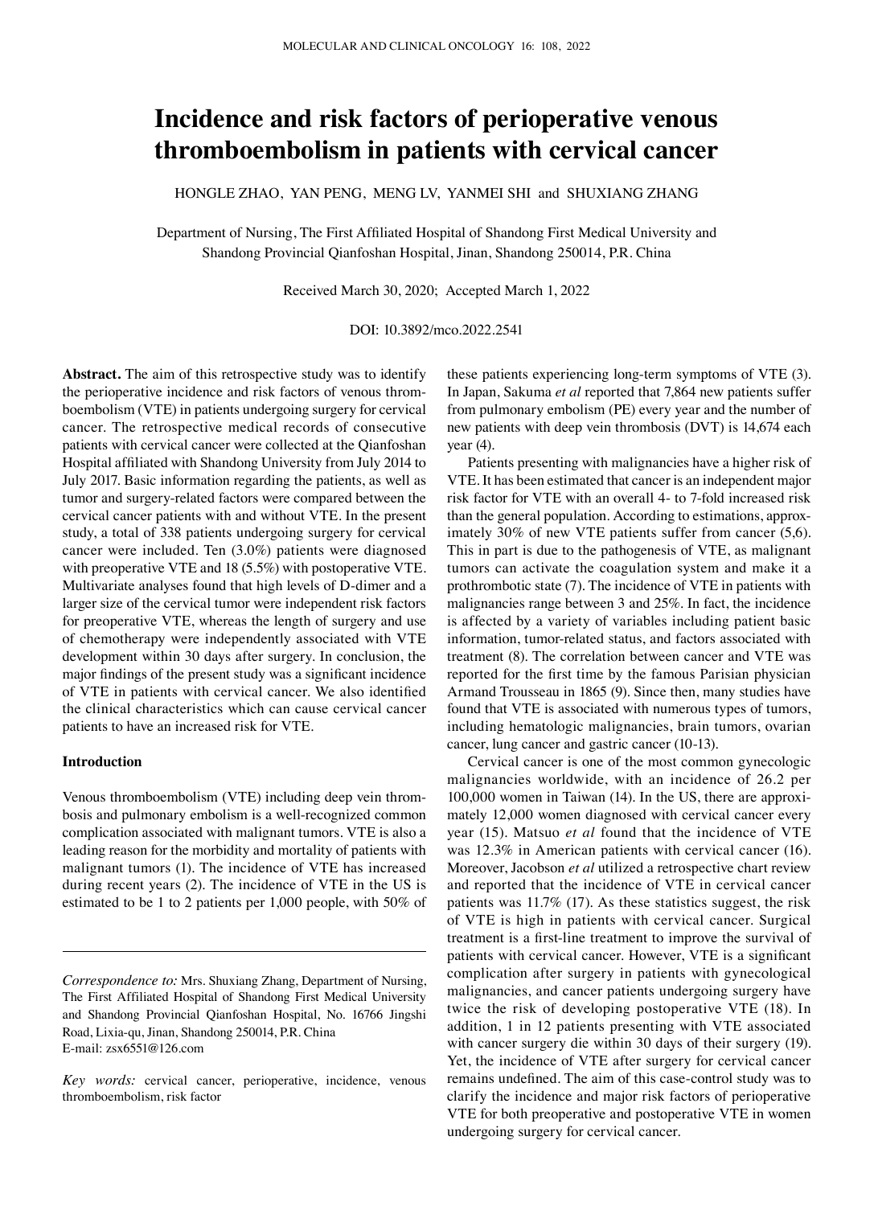# Incidence and risk factors of perioperative venous thromboembolism in patients with cervical cancer

HONGLE ZHAO, YAN PENG, MENG LV, YANMEI SHI and SHUXIANG ZHANG

Department of Nursing, The First Affiliated Hospital of Shandong First Medical University and Shandong Provincial Qianfoshan Hospital, Jinan, Shandong 250014, P.R. China

Received March 30, 2020; Accepted March 1, 2022

DOI: 10.3892/mco.2022.2541

**Abstract.** The aim of this retrospective study was to identify the perioperative incidence and risk factors of venous thromboembolism (VTE) in patients undergoing surgery for cervical cancer. The retrospective medical records of consecutive patients with cervical cancer were collected at the Qianfoshan Hospital affiliated with Shandong University from July 2014 to July 2017. Basic information regarding the patients, as well as tumor and surgery-related factors were compared between the cervical cancer patients with and without VTE. In the present study, a total of 338 patients undergoing surgery for cervical cancer were included. Ten (3.0%) patients were diagnosed with preoperative VTE and 18 (5.5%) with postoperative VTE. Multivariate analyses found that high levels of D-dimer and a larger size of the cervical tumor were independent risk factors for preoperative VTE, whereas the length of surgery and use of chemotherapy were independently associated with VTE development within 30 days after surgery. In conclusion, the major findings of the present study was a significant incidence of VTE in patients with cervical cancer. We also identified the clinical characteristics which can cause cervical cancer patients to have an increased risk for VTE.

## Introduction

Venous thromboembolism (VTE) including deep vein thrombosis and pulmonary embolism is a well-recognized common complication associated with malignant tumors. VTE is also a leading reason for the morbidity and mortality of patients with malignant tumors (1). The incidence of VTE has increased during recent years (2). The incidence of VTE in the US is estimated to be 1 to 2 patients per 1,000 people, with 50% of these patients experiencing long-term symptoms of VTE (3). In Japan, Sakuma *et al* reported that 7,864 new patients suffer from pulmonary embolism (PE) every year and the number of new patients with deep vein thrombosis (DVT) is 14,674 each year (4).

Patients presenting with malignancies have a higher risk of VTE. It has been estimated that cancer is an independent major risk factor for VTE with an overall 4- to 7-fold increased risk than the general population. According to estimations, approximately 30% of new VTE patients suffer from cancer (5,6). This in part is due to the pathogenesis of VTE, as malignant tumors can activate the coagulation system and make it a prothrombotic state (7). The incidence of VTE in patients with malignancies range between 3 and 25%. In fact, the incidence is affected by a variety of variables including patient basic information, tumor-related status, and factors associated with treatment (8). The correlation between cancer and VTE was reported for the first time by the famous Parisian physician Armand Trousseau in 1865 (9). Since then, many studies have found that VTE is associated with numerous types of tumors, including hematologic malignancies, brain tumors, ovarian cancer, lung cancer and gastric cancer (10-13).

Cervical cancer is one of the most common gynecologic malignancies worldwide, with an incidence of 26.2 per 100,000 women in Taiwan (14). In the US, there are approximately 12,000 women diagnosed with cervical cancer every year (15). Matsuo *et al* found that the incidence of VTE was 12.3% in American patients with cervical cancer (16). Moreover, Jacobson *et al* utilized a retrospective chart review and reported that the incidence of VTE in cervical cancer patients was 11.7% (17). As these statistics suggest, the risk of VTE is high in patients with cervical cancer. Surgical treatment is a first-line treatment to improve the survival of patients with cervical cancer. However, VTE is a significant complication after surgery in patients with gynecological malignancies, and cancer patients undergoing surgery have twice the risk of developing postoperative VTE (18). In addition, 1 in 12 patients presenting with VTE associated with cancer surgery die within 30 days of their surgery (19). Yet, the incidence of VTE after surgery for cervical cancer remains undefined. The aim of this case-control study was to clarify the incidence and major risk factors of perioperative VTE for both preoperative and postoperative VTE in women undergoing surgery for cervical cancer.

---

*Correspondence to:* Mrs. Shuxiang Zhang, Department of Nursing, The First Affiliated Hospital of Shandong First Medical University and Shandong Provincial Qianfoshan Hospital, No. 16766 Jingshi Road, Lixia-qu, Jinan, Shandong 250014, P.R. China
E-mail: zsx6551@126.com

*Key words:* cervical cancer, perioperative, incidence, venous thromboembolism, risk factor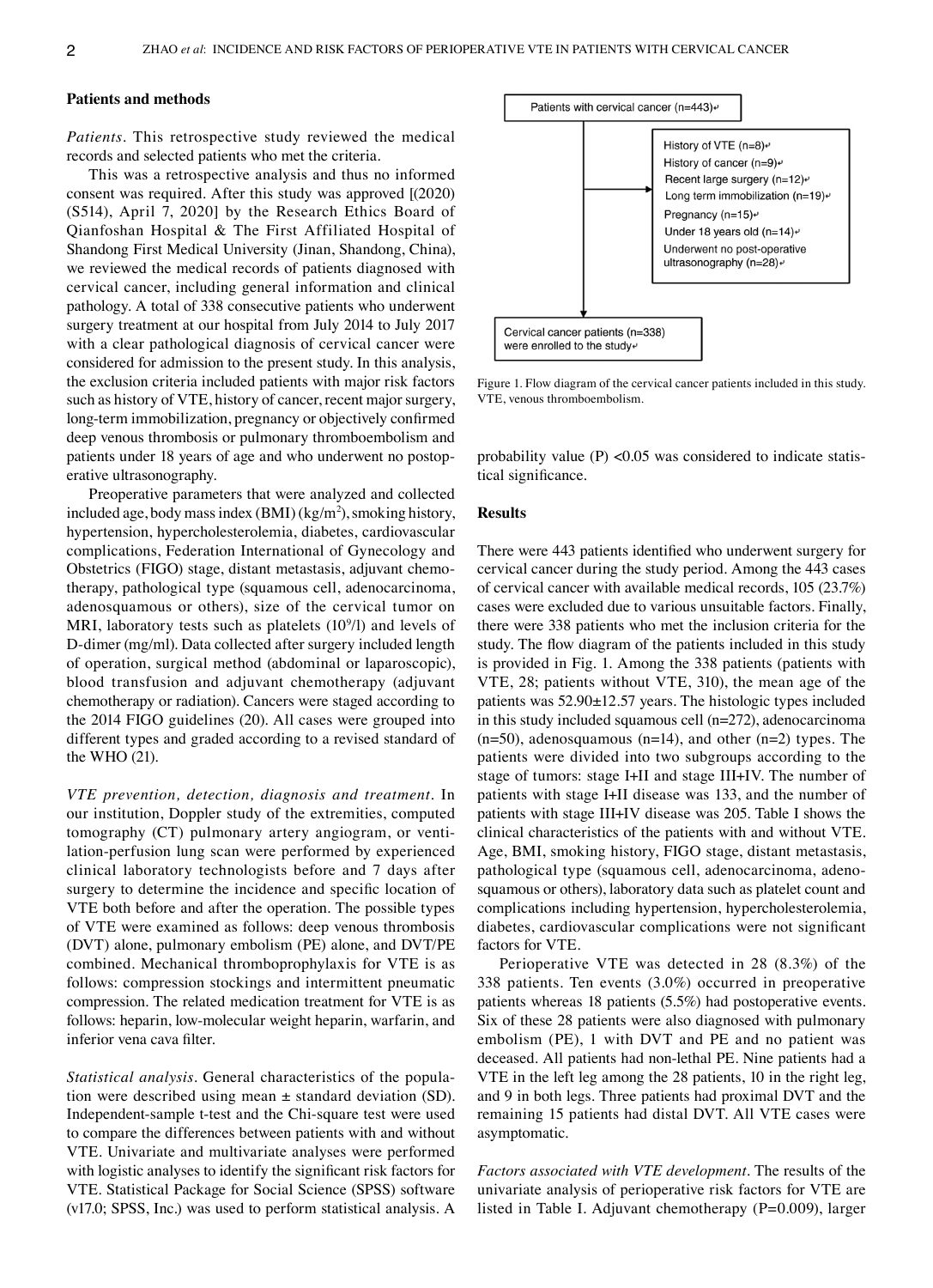## Patients and methods

*Patients.* This retrospective study reviewed the medical records and selected patients who met the criteria.

This was a retrospective analysis and thus no informed consent was required. After this study was approved [(2020) (S514), April 7, 2020] by the Research Ethics Board of Qianfoshan Hospital & The First Affiliated Hospital of Shandong First Medical University (Jinan, Shandong, China), we reviewed the medical records of patients diagnosed with cervical cancer, including general information and clinical pathology. A total of 338 consecutive patients who underwent surgery treatment at our hospital from July 2014 to July 2017 with a clear pathological diagnosis of cervical cancer were considered for admission to the present study. In this analysis, the exclusion criteria included patients with major risk factors such as history of VTE, history of cancer, recent major surgery, long-term immobilization, pregnancy or objectively confirmed deep venous thrombosis or pulmonary thromboembolism and patients under 18 years of age and who underwent no postoperative ultrasonography.

Preoperative parameters that were analyzed and collected included age, body mass index (BMI) (kg/m$^2$), smoking history, hypertension, hypercholesterolemia, diabetes, cardiovascular complications, Federation International of Gynecology and Obstetrics (FIGO) stage, distant metastasis, adjuvant chemotherapy, pathological type (squamous cell, adenocarcinoma, adenosquamous or others), size of the cervical tumor on MRI, laboratory tests such as platelets (10$^9$/l) and levels of D-dimer (mg/ml). Data collected after surgery included length of operation, surgical method (abdominal or laparoscopic), blood transfusion and adjuvant chemotherapy (adjuvant chemotherapy or radiation). Cancers were staged according to the 2014 FIGO guidelines (20). All cases were grouped into different types and graded according to a revised standard of the WHO (21).

*VTE prevention, detection, diagnosis and treatment.* In our institution, Doppler study of the extremities, computed tomography (CT) pulmonary artery angiogram, or ventilation-perfusion lung scan were performed by experienced clinical laboratory technologists before and 7 days after surgery to determine the incidence and specific location of VTE both before and after the operation. The possible types of VTE were examined as follows: deep venous thrombosis (DVT) alone, pulmonary embolism (PE) alone, and DVT/PE combined. Mechanical thromboprophylaxis for VTE is as follows: compression stockings and intermittent pneumatic compression. The related medication treatment for VTE is as follows: heparin, low-molecular weight heparin, warfarin, and inferior vena cava filter.

*Statistical analysis.* General characteristics of the population were described using mean ± standard deviation (SD). Independent-sample t-test and the Chi-square test were used to compare the differences between patients with and without VTE. Univariate and multivariate analyses were performed with logistic analyses to identify the significant risk factors for VTE. Statistical Package for Social Science (SPSS) software (v17.0; SPSS, Inc.) was used to perform statistical analysis. A probability value (P) <0.05 was considered to indicate statistical significance.

Patients with cervical cancer (n=443)

History of VTE (n=8)
History of cancer (n=9)
Recent large surgery (n=12)
Long term immobilization (n=19)
Pregnancy (n=15)
Under 18 years old (n=14)
Underwent no post-operative ultrasonography (n=28)

Cervical cancer patients (n=338) were enrolled to the study

Figure 1. Flow diagram of the cervical cancer patients included in this study. VTE, venous thromboembolism.

## Results

There were 443 patients identified who underwent surgery for cervical cancer during the study period. Among the 443 cases of cervical cancer with available medical records, 105 (23.7%) cases were excluded due to various unsuitable factors. Finally, there were 338 patients who met the inclusion criteria for the study. The flow diagram of the patients included in this study is provided in Fig. 1. Among the 338 patients (patients with VTE, 28; patients without VTE, 310), the mean age of the patients was 52.90±12.57 years. The histologic types included in this study included squamous cell (n=272), adenocarcinoma (n=50), adenosquamous (n=14), and other (n=2) types. The patients were divided into two subgroups according to the stage of tumors: stage I+II and stage III+IV. The number of patients with stage I+II disease was 133, and the number of patients with stage III+IV disease was 205. Table I shows the clinical characteristics of the patients with and without VTE. Age, BMI, smoking history, FIGO stage, distant metastasis, pathological type (squamous cell, adenocarcinoma, adenosquamous or others), laboratory data such as platelet count and complications including hypertension, hypercholesterolemia, diabetes, cardiovascular complications were not significant factors for VTE.

Perioperative VTE was detected in 28 (8.3%) of the 338 patients. Ten events (3.0%) occurred in preoperative patients whereas 18 patients (5.5%) had postoperative events. Six of these 28 patients were also diagnosed with pulmonary embolism (PE), 1 with DVT and PE and no patient was deceased. All patients had non-lethal PE. Nine patients had a VTE in the left leg among the 28 patients, 10 in the right leg, and 9 in both legs. Three patients had proximal DVT and the remaining 15 patients had distal DVT. All VTE cases were asymptomatic.

*Factors associated with VTE development.* The results of the univariate analysis of perioperative risk factors for VTE are listed in Table I. Adjuvant chemotherapy (P=0.009), larger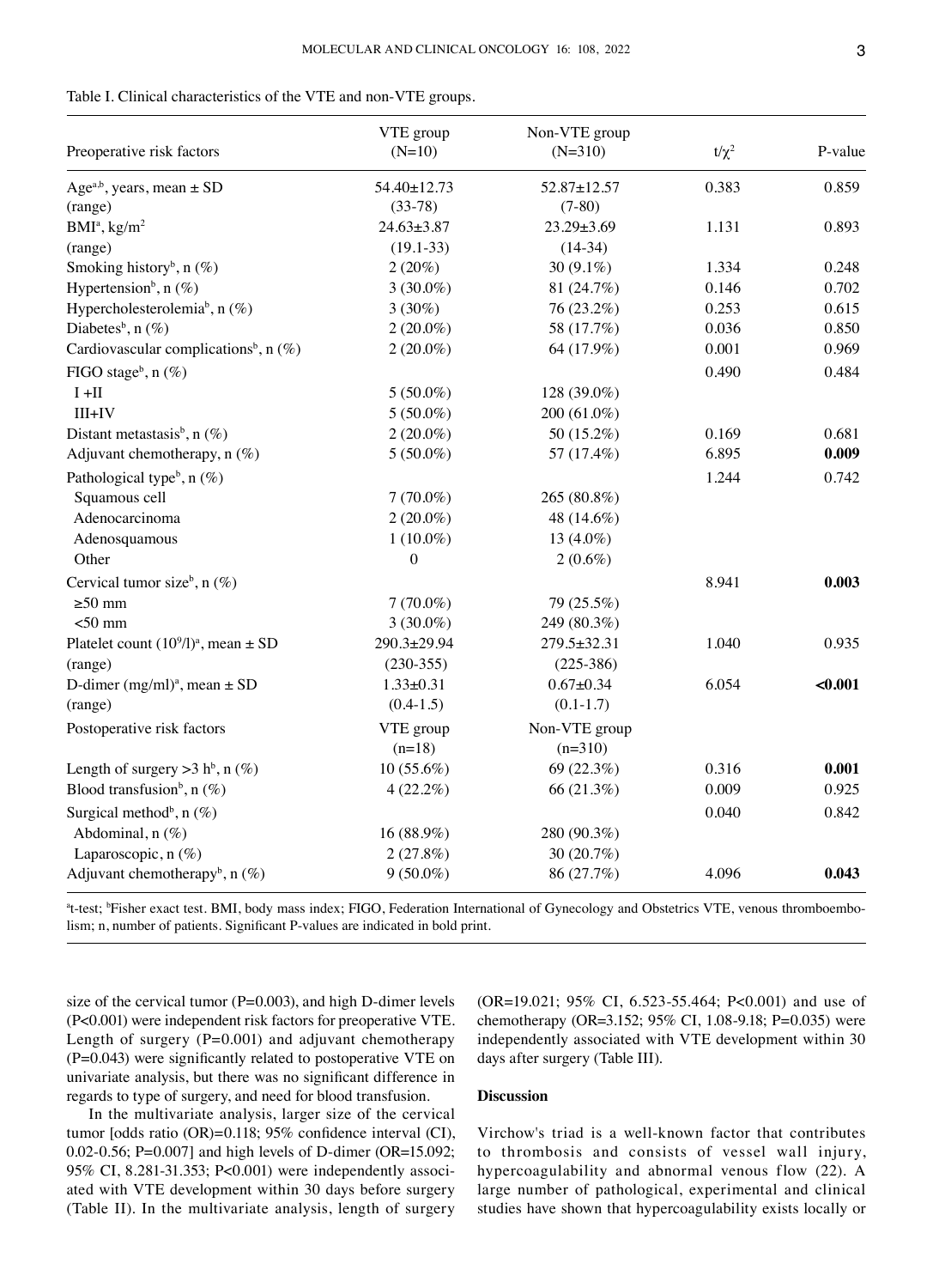Table I. Clinical characteristics of the VTE and non-VTE groups.

| Preoperative risk factors | VTE group (N=10) | Non-VTE group (N=310) | $t/\chi^2$ | P-value |
|---|---|---|---|---|
| Age[a,b], years, mean ± SD | 54.40±12.73 | 52.87±12.57 | 0.383 | 0.859 |
| (range) | (33-78) | (7-80) | | |
| BMI[a], kg/m$^2$ | 24.63±3.87 | 23.29±3.69 | 1.131 | 0.893 |
| (range) | (19.1-33) | (14-34) | | |
| Smoking history[b], n (%) | 2 (20%) | 30 (9.1%) | 1.334 | 0.248 |
| Hypertension[b], n (%) | 3 (30.0%) | 81 (24.7%) | 0.146 | 0.702 |
| Hypercholesterolemia[b], n (%) | 3 (30%) | 76 (23.2%) | 0.253 | 0.615 |
| Diabetes[b], n (%) | 2 (20.0%) | 58 (17.7%) | 0.036 | 0.850 |
| Cardiovascular complications[b], n (%) | 2 (20.0%) | 64 (17.9%) | 0.001 | 0.969 |
| FIGO stage[b], n (%) | | | 0.490 | 0.484 |
| I +II | 5 (50.0%) | 128 (39.0%) | | |
| III+IV | 5 (50.0%) | 200 (61.0%) | | |
| Distant metastasis[b], n (%) | 2 (20.0%) | 50 (15.2%) | 0.169 | 0.681 |
| Adjuvant chemotherapy, n (%) | 5 (50.0%) | 57 (17.4%) | 6.895 | **0.009** |
| Pathological type[b], n (%) | | | 1.244 | 0.742 |
| Squamous cell | 7 (70.0%) | 265 (80.8%) | | |
| Adenocarcinoma | 2 (20.0%) | 48 (14.6%) | | |
| Adenosquamous | 1 (10.0%) | 13 (4.0%) | | |
| Other | 0 | 2 (0.6%) | | |
| Cervical tumor size[b], n (%) | | | 8.941 | **0.003** |
| ≥50 mm | 7 (70.0%) | 79 (25.5%) | | |
| <50 mm | 3 (30.0%) | 249 (80.3%) | | |
| Platelet count ($10^9$/l)[a], mean ± SD | 290.3±29.94 | 279.5±32.31 | 1.040 | 0.935 |
| (range) | (230-355) | (225-386) | | |
| D-dimer (mg/ml)[a], mean ± SD | 1.33±0.31 | 0.67±0.34 | 6.054 | **<0.001** |
| (range) | (0.4-1.5) | (0.1-1.7) | | |
| Postoperative risk factors | VTE group (n=18) | Non-VTE group (n=310) | | |
| Length of surgery >3 h[b], n (%) | 10 (55.6%) | 69 (22.3%) | 0.316 | **0.001** |
| Blood transfusion[b], n (%) | 4 (22.2%) | 66 (21.3%) | 0.009 | 0.925 |
| Surgical method[b], n (%) | | | 0.040 | 0.842 |
| Abdominal, n (%) | 16 (88.9%) | 280 (90.3%) | | |
| Laparoscopic, n (%) | 2 (27.8%) | 30 (20.7%) | | |
| Adjuvant chemotherapy[b], n (%) | 9 (50.0%) | 86 (27.7%) | 4.096 | **0.043** |

[a]t-test; [b]Fisher exact test. BMI, body mass index; FIGO, Federation International of Gynecology and Obstetrics VTE, venous thromboembolism; n, number of patients. Significant P-values are indicated in bold print.

size of the cervical tumor (P=0.003), and high D-dimer levels (P<0.001) were independent risk factors for preoperative VTE. Length of surgery (P=0.001) and adjuvant chemotherapy (P=0.043) were significantly related to postoperative VTE on univariate analysis, but there was no significant difference in regards to type of surgery, and need for blood transfusion.

In the multivariate analysis, larger size of the cervical tumor [odds ratio (OR)=0.118; 95% confidence interval (CI), 0.02-0.56; P=0.007] and high levels of D-dimer (OR=15.092; 95% CI, 8.281-31.353; P<0.001) were independently associated with VTE development within 30 days before surgery (Table II). In the multivariate analysis, length of surgery (OR=19.021; 95% CI, 6.523-55.464; P<0.001) and use of chemotherapy (OR=3.152; 95% CI, 1.08-9.18; P=0.035) were independently associated with VTE development within 30 days after surgery (Table III).

## Discussion

Virchow's triad is a well-known factor that contributes to thrombosis and consists of vessel wall injury, hypercoagulability and abnormal venous flow (22). A large number of pathological, experimental and clinical studies have shown that hypercoagulability exists locally or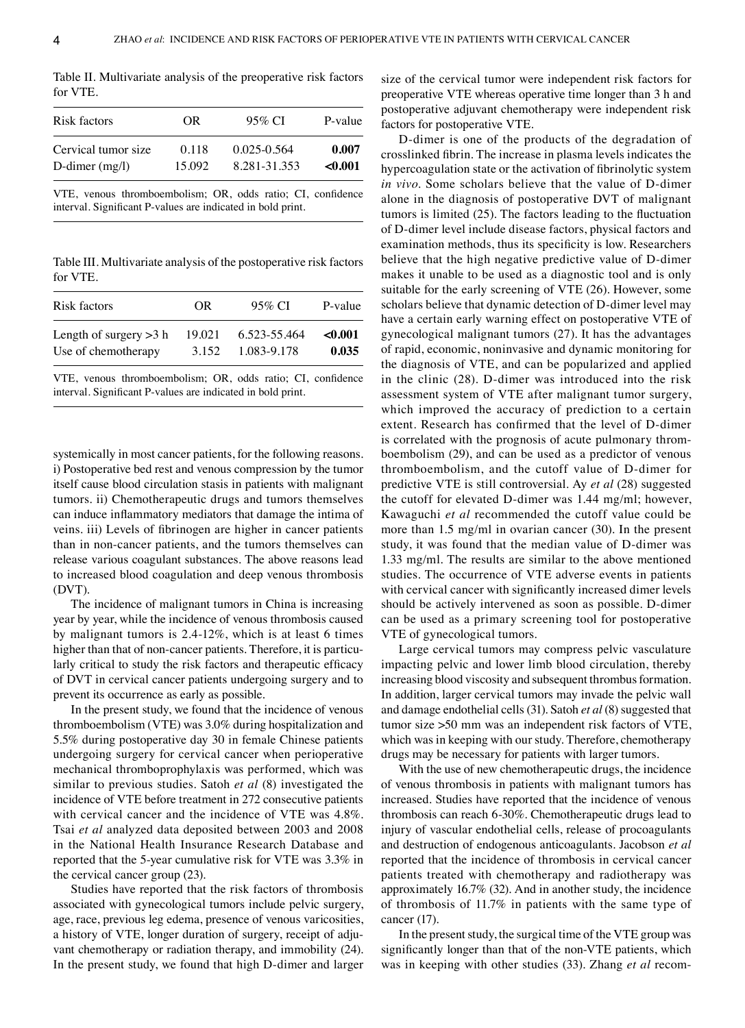Table II. Multivariate analysis of the preoperative risk factors for VTE.

| Risk factors | OR | 95% CI | P-value |
|---|---|---|---|
| Cervical tumor size | 0.118 | 0.025-0.564 | **0.007** |
| D-dimer (mg/l) | 15.092 | 8.281-31.353 | **<0.001** |

VTE, venous thromboembolism; OR, odds ratio; CI, confidence interval. Significant P-values are indicated in bold print.

Table III. Multivariate analysis of the postoperative risk factors for VTE.

| Risk factors | OR | 95% CI | P-value |
|---|---|---|---|
| Length of surgery >3 h | 19.021 | 6.523-55.464 | **<0.001** |
| Use of chemotherapy | 3.152 | 1.083-9.178 | **0.035** |

VTE, venous thromboembolism; OR, odds ratio; CI, confidence interval. Significant P-values are indicated in bold print.

systemically in most cancer patients, for the following reasons. i) Postoperative bed rest and venous compression by the tumor itself cause blood circulation stasis in patients with malignant tumors. ii) Chemotherapeutic drugs and tumors themselves can induce inflammatory mediators that damage the intima of veins. iii) Levels of fibrinogen are higher in cancer patients than in non-cancer patients, and the tumors themselves can release various coagulant substances. The above reasons lead to increased blood coagulation and deep venous thrombosis (DVT).

The incidence of malignant tumors in China is increasing year by year, while the incidence of venous thrombosis caused by malignant tumors is 2.4-12%, which is at least 6 times higher than that of non-cancer patients. Therefore, it is particularly critical to study the risk factors and therapeutic efficacy of DVT in cervical cancer patients undergoing surgery and to prevent its occurrence as early as possible.

In the present study, we found that the incidence of venous thromboembolism (VTE) was 3.0% during hospitalization and 5.5% during postoperative day 30 in female Chinese patients undergoing surgery for cervical cancer when perioperative mechanical thromboprophylaxis was performed, which was similar to previous studies. Satoh *et al* (8) investigated the incidence of VTE before treatment in 272 consecutive patients with cervical cancer and the incidence of VTE was 4.8%. Tsai *et al* analyzed data deposited between 2003 and 2008 in the National Health Insurance Research Database and reported that the 5-year cumulative risk for VTE was 3.3% in the cervical cancer group (23).

Studies have reported that the risk factors of thrombosis associated with gynecological tumors include pelvic surgery, age, race, previous leg edema, presence of venous varicosities, a history of VTE, longer duration of surgery, receipt of adjuvant chemotherapy or radiation therapy, and immobility (24). In the present study, we found that high D-dimer and larger size of the cervical tumor were independent risk factors for preoperative VTE whereas operative time longer than 3 h and postoperative adjuvant chemotherapy were independent risk factors for postoperative VTE.

D-dimer is one of the products of the degradation of crosslinked fibrin. The increase in plasma levels indicates the hypercoagulation state or the activation of fibrinolytic system *in vivo*. Some scholars believe that the value of D-dimer alone in the diagnosis of postoperative DVT of malignant tumors is limited (25). The factors leading to the fluctuation of D-dimer level include disease factors, physical factors and examination methods, thus its specificity is low. Researchers believe that the high negative predictive value of D-dimer makes it unable to be used as a diagnostic tool and is only suitable for the early screening of VTE (26). However, some scholars believe that dynamic detection of D-dimer level may have a certain early warning effect on postoperative VTE of gynecological malignant tumors (27). It has the advantages of rapid, economic, noninvasive and dynamic monitoring for the diagnosis of VTE, and can be popularized and applied in the clinic (28). D-dimer was introduced into the risk assessment system of VTE after malignant tumor surgery, which improved the accuracy of prediction to a certain extent. Research has confirmed that the level of D-dimer is correlated with the prognosis of acute pulmonary thromboembolism (29), and can be used as a predictor of venous thromboembolism, and the cutoff value of D-dimer for predictive VTE is still controversial. Ay *et al* (28) suggested the cutoff for elevated D-dimer was 1.44 mg/ml; however, Kawaguchi *et al* recommended the cutoff value could be more than 1.5 mg/ml in ovarian cancer (30). In the present study, it was found that the median value of D-dimer was 1.33 mg/ml. The results are similar to the above mentioned studies. The occurrence of VTE adverse events in patients with cervical cancer with significantly increased dimer levels should be actively intervened as soon as possible. D-dimer can be used as a primary screening tool for postoperative VTE of gynecological tumors.

Large cervical tumors may compress pelvic vasculature impacting pelvic and lower limb blood circulation, thereby increasing blood viscosity and subsequent thrombus formation. In addition, larger cervical tumors may invade the pelvic wall and damage endothelial cells (31). Satoh *et al* (8) suggested that tumor size >50 mm was an independent risk factors of VTE, which was in keeping with our study. Therefore, chemotherapy drugs may be necessary for patients with larger tumors.

With the use of new chemotherapeutic drugs, the incidence of venous thrombosis in patients with malignant tumors has increased. Studies have reported that the incidence of venous thrombosis can reach 6-30%. Chemotherapeutic drugs lead to injury of vascular endothelial cells, release of procoagulants and destruction of endogenous anticoagulants. Jacobson *et al* reported that the incidence of thrombosis in cervical cancer patients treated with chemotherapy and radiotherapy was approximately 16.7% (32). And in another study, the incidence of thrombosis of 11.7% in patients with the same type of cancer (17).

In the present study, the surgical time of the VTE group was significantly longer than that of the non-VTE patients, which was in keeping with other studies (33). Zhang *et al* recom-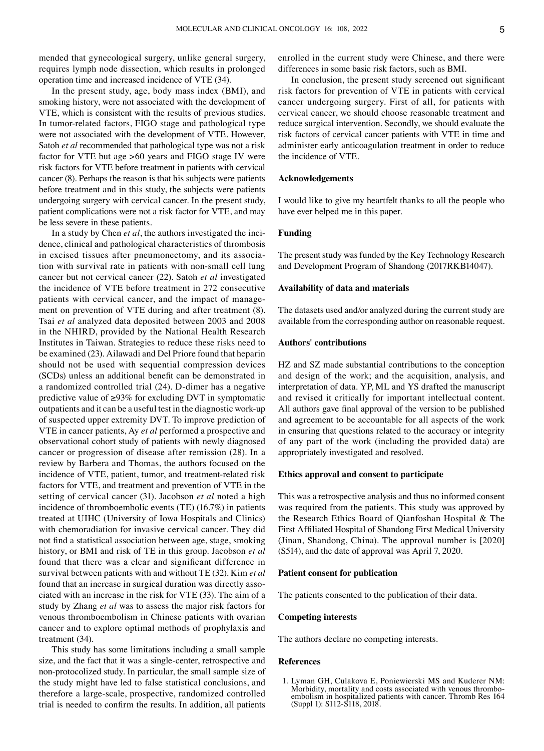mended that gynecological surgery, unlike general surgery, requires lymph node dissection, which results in prolonged operation time and increased incidence of VTE (34).

In the present study, age, body mass index (BMI), and smoking history, were not associated with the development of VTE, which is consistent with the results of previous studies. In tumor-related factors, FIGO stage and pathological type were not associated with the development of VTE. However, Satoh *et al* recommended that pathological type was not a risk factor for VTE but age >60 years and FIGO stage IV were risk factors for VTE before treatment in patients with cervical cancer (8). Perhaps the reason is that his subjects were patients before treatment and in this study, the subjects were patients undergoing surgery with cervical cancer. In the present study, patient complications were not a risk factor for VTE, and may be less severe in these patients.

In a study by Chen *et al*, the authors investigated the incidence, clinical and pathological characteristics of thrombosis in excised tissues after pneumonectomy, and its association with survival rate in patients with non-small cell lung cancer but not cervical cancer (22). Satoh *et al* investigated the incidence of VTE before treatment in 272 consecutive patients with cervical cancer, and the impact of management on prevention of VTE during and after treatment (8). Tsai *et al* analyzed data deposited between 2003 and 2008 in the NHIRD, provided by the National Health Research Institutes in Taiwan. Strategies to reduce these risks need to be examined (23). Ailawadi and Del Priore found that heparin should not be used with sequential compression devices (SCDs) unless an additional benefit can be demonstrated in a randomized controlled trial (24). D-dimer has a negative predictive value of ≥93% for excluding DVT in symptomatic outpatients and it can be a useful test in the diagnostic work-up of suspected upper extremity DVT. To improve prediction of VTE in cancer patients, Ay *et al* performed a prospective and observational cohort study of patients with newly diagnosed cancer or progression of disease after remission (28). In a review by Barbera and Thomas, the authors focused on the incidence of VTE, patient, tumor, and treatment-related risk factors for VTE, and treatment and prevention of VTE in the setting of cervical cancer (31). Jacobson *et al* noted a high incidence of thromboembolic events (TE) (16.7%) in patients treated at UIHC (University of Iowa Hospitals and Clinics) with chemoradiation for invasive cervical cancer. They did not find a statistical association between age, stage, smoking history, or BMI and risk of TE in this group. Jacobson *et al* found that there was a clear and significant difference in survival between patients with and without TE (32). Kim *et al* found that an increase in surgical duration was directly associated with an increase in the risk for VTE (33). The aim of a study by Zhang *et al* was to assess the major risk factors for venous thromboembolism in Chinese patients with ovarian cancer and to explore optimal methods of prophylaxis and treatment (34).

This study has some limitations including a small sample size, and the fact that it was a single-center, retrospective and non-protocolized study. In particular, the small sample size of the study might have led to false statistical conclusions, and therefore a large-scale, prospective, randomized controlled trial is needed to confirm the results. In addition, all patients enrolled in the current study were Chinese, and there were differences in some basic risk factors, such as BMI.

In conclusion, the present study screened out significant risk factors for prevention of VTE in patients with cervical cancer undergoing surgery. First of all, for patients with cervical cancer, we should choose reasonable treatment and reduce surgical intervention. Secondly, we should evaluate the risk factors of cervical cancer patients with VTE in time and administer early anticoagulation treatment in order to reduce the incidence of VTE.

## Acknowledgements

I would like to give my heartfelt thanks to all the people who have ever helped me in this paper.

## Funding

The present study was funded by the Key Technology Research and Development Program of Shandong (2017RKB14047).

## Availability of data and materials

The datasets used and/or analyzed during the current study are available from the corresponding author on reasonable request.

## Authors' contributions

HZ and SZ made substantial contributions to the conception and design of the work; and the acquisition, analysis, and interpretation of data. YP, ML and YS drafted the manuscript and revised it critically for important intellectual content. All authors gave final approval of the version to be published and agreement to be accountable for all aspects of the work in ensuring that questions related to the accuracy or integrity of any part of the work (including the provided data) are appropriately investigated and resolved.

## Ethics approval and consent to participate

This was a retrospective analysis and thus no informed consent was required from the patients. This study was approved by the Research Ethics Board of Qianfoshan Hospital & The First Affiliated Hospital of Shandong First Medical University (Jinan, Shandong, China). The approval number is [2020] (S514), and the date of approval was April 7, 2020.

## Patient consent for publication

The patients consented to the publication of their data.

## Competing interests

The authors declare no competing interests.

## References

1. Lyman GH, Culakova E, Poniewierski MS and Kuderer NM: Morbidity, mortality and costs associated with venous thromboembolism in hospitalized patients with cancer. Thromb Res 164 (Suppl 1): S112-S118, 2018.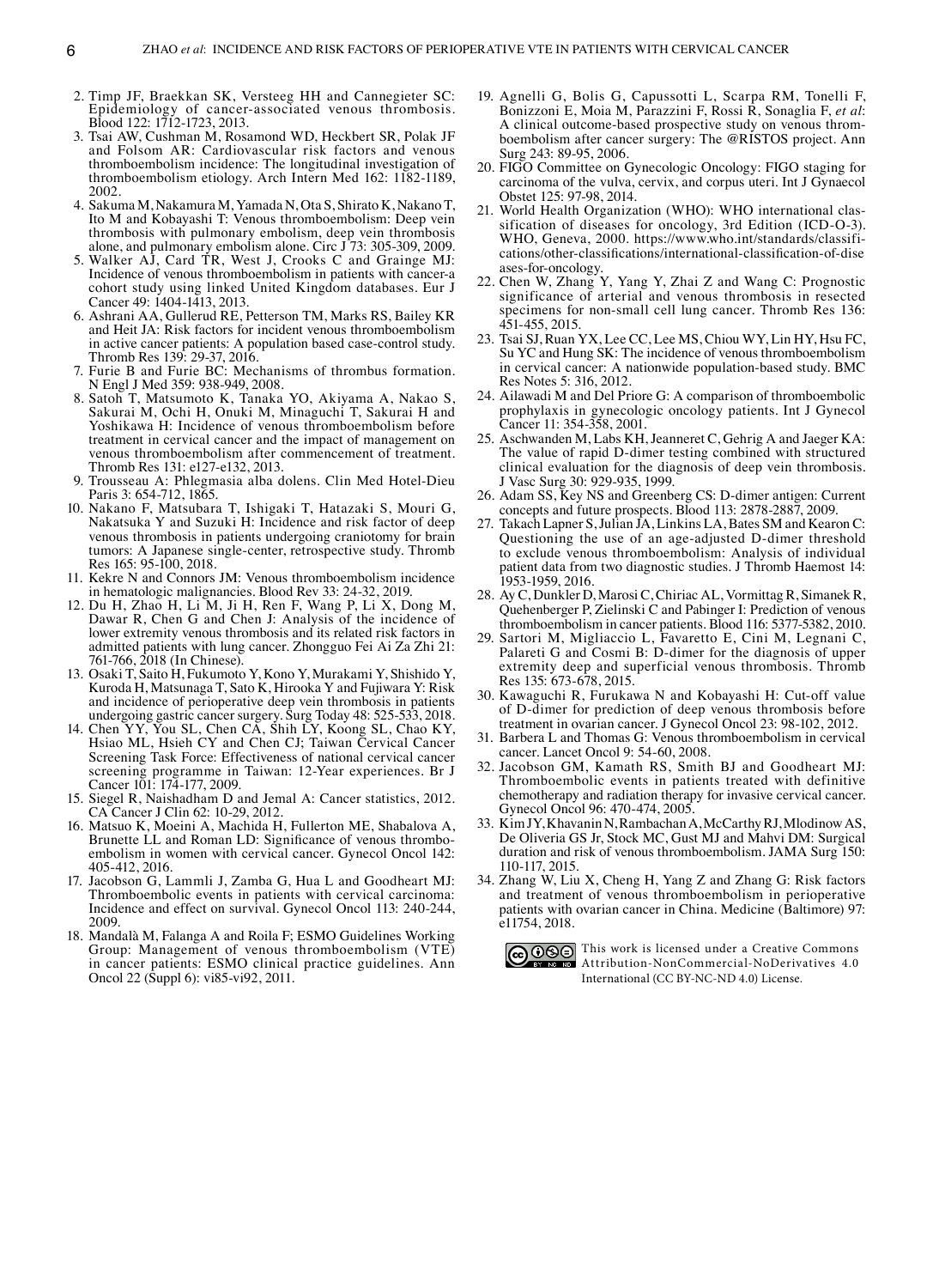2. Timp JF, Braekkan SK, Versteeg HH and Cannegieter SC: Epidemiology of cancer-associated venous thrombosis. Blood 122: 1712-1723, 2013.
3. Tsai AW, Cushman M, Rosamond WD, Heckbert SR, Polak JF and Folsom AR: Cardiovascular risk factors and venous thromboembolism incidence: The longitudinal investigation of thromboembolism etiology. Arch Intern Med 162: 1182-1189, 2002.
4. Sakuma M, Nakamura M, Yamada N, Ota S, Shirato K, Nakano T, Ito M and Kobayashi T: Venous thromboembolism: Deep vein thrombosis with pulmonary embolism, deep vein thrombosis alone, and pulmonary embolism alone. Circ J 73: 305-309, 2009.
5. Walker AJ, Card TR, West J, Crooks C and Grainge MJ: Incidence of venous thromboembolism in patients with cancer-a cohort study using linked United Kingdom databases. Eur J Cancer 49: 1404-1413, 2013.
6. Ashrani AA, Gullerud RE, Petterson TM, Marks RS, Bailey KR and Heit JA: Risk factors for incident venous thromboembolism in active cancer patients: A population based case-control study. Thromb Res 139: 29-37, 2016.
7. Furie B and Furie BC: Mechanisms of thrombus formation. N Engl J Med 359: 938-949, 2008.
8. Satoh T, Matsumoto K, Tanaka YO, Akiyama A, Nakao S, Sakurai M, Ochi H, Onuki M, Minaguchi T, Sakurai H and Yoshikawa H: Incidence of venous thromboembolism before treatment in cervical cancer and the impact of management on venous thromboembolism after commencement of treatment. Thromb Res 131: e127-e132, 2013.
9. Trousseau A: Phlegmasia alba dolens. Clin Med Hotel-Dieu Paris 3: 654-712, 1865.
10. Nakano F, Matsubara T, Ishigaki T, Hatazaki S, Mouri G, Nakatsuka Y and Suzuki H: Incidence and risk factor of deep venous thrombosis in patients undergoing craniotomy for brain tumors: A Japanese single-center, retrospective study. Thromb Res 165: 95-100, 2018.
11. Kekre N and Connors JM: Venous thromboembolism incidence in hematologic malignancies. Blood Rev 33: 24-32, 2019.
12. Du H, Zhao H, Li M, Ji H, Ren F, Wang P, Li X, Dong M, Dawar R, Chen G and Chen J: Analysis of the incidence of lower extremity venous thrombosis and its related risk factors in admitted patients with lung cancer. Zhongguo Fei Ai Za Zhi 21: 761-766, 2018 (In Chinese).
13. Osaki T, Saito H, Fukumoto Y, Kono Y, Murakami Y, Shishido Y, Kuroda H, Matsunaga T, Sato K, Hirooka Y and Fujiwara Y: Risk and incidence of perioperative deep vein thrombosis in patients undergoing gastric cancer surgery. Surg Today 48: 525-533, 2018.
14. Chen YY, You SL, Chen CA, Shih LY, Koong SL, Chao KY, Hsiao ML, Hsieh CY and Chen CJ; Taiwan Cervical Cancer Screening Task Force: Effectiveness of national cervical cancer screening programme in Taiwan: 12-Year experiences. Br J Cancer 101: 174-177, 2009.
15. Siegel R, Naishadham D and Jemal A: Cancer statistics, 2012. CA Cancer J Clin 62: 10-29, 2012.
16. Matsuo K, Moeini A, Machida H, Fullerton ME, Shabalova A, Brunette LL and Roman LD: Significance of venous thromboembolism in women with cervical cancer. Gynecol Oncol 142: 405-412, 2016.
17. Jacobson G, Lammli J, Zamba G, Hua L and Goodheart MJ: Thromboembolic events in patients with cervical carcinoma: Incidence and effect on survival. Gynecol Oncol 113: 240-244, 2009.
18. Mandalà M, Falanga A and Roila F; ESMO Guidelines Working Group: Management of venous thromboembolism (VTE) in cancer patients: ESMO clinical practice guidelines. Ann Oncol 22 (Suppl 6): vi85-vi92, 2011.
19. Agnelli G, Bolis G, Capussotti L, Scarpa RM, Tonelli F, Bonizzoni E, Moia M, Parazzini F, Rossi R, Sonaglia F, *et al*: A clinical outcome-based prospective study on venous thromboembolism after cancer surgery: The @RISTOS project. Ann Surg 243: 89-95, 2006.
20. FIGO Committee on Gynecologic Oncology: FIGO staging for carcinoma of the vulva, cervix, and corpus uteri. Int J Gynaecol Obstet 125: 97-98, 2014.
21. World Health Organization (WHO): WHO international classification of diseases for oncology, 3rd Edition (ICD-O-3). WHO, Geneva, 2000. https://www.who.int/standards/classifications/other-classifications/international-classification-of-diseases-for-oncology.
22. Chen W, Zhang Y, Yang Y, Zhai Z and Wang C: Prognostic significance of arterial and venous thrombosis in resected specimens for non-small cell lung cancer. Thromb Res 136: 451-455, 2015.
23. Tsai SJ, Ruan YX, Lee CC, Lee MS, Chiou WY, Lin HY, Hsu FC, Su YC and Hung SK: The incidence of venous thromboembolism in cervical cancer: A nationwide population-based study. BMC Res Notes 5: 316, 2012.
24. Ailawadi M and Del Priore G: A comparison of thromboembolic prophylaxis in gynecologic oncology patients. Int J Gynecol Cancer 11: 354-358, 2001.
25. Aschwanden M, Labs KH, Jeanneret C, Gehrig A and Jaeger KA: The value of rapid D-dimer testing combined with structured clinical evaluation for the diagnosis of deep vein thrombosis. J Vasc Surg 30: 929-935, 1999.
26. Adam SS, Key NS and Greenberg CS: D-dimer antigen: Current concepts and future prospects. Blood 113: 2878-2887, 2009.
27. Takach Lapner S, Julian JA, Linkins LA, Bates SM and Kearon C: Questioning the use of an age-adjusted D-dimer threshold to exclude venous thromboembolism: Analysis of individual patient data from two diagnostic studies. J Thromb Haemost 14: 1953-1959, 2016.
28. Ay C, Dunkler D, Marosi C, Chiriac AL, Vormittag R, Simanek R, Quehenberger P, Zielinski C and Pabinger I: Prediction of venous thromboembolism in cancer patients. Blood 116: 5377-5382, 2010.
29. Sartori M, Migliaccio L, Favaretto E, Cini M, Legnani C, Palareti G and Cosmi B: D-dimer for the diagnosis of upper extremity deep and superficial venous thrombosis. Thromb Res 135: 673-678, 2015.
30. Kawaguchi R, Furukawa N and Kobayashi H: Cut-off value of D-dimer for prediction of deep venous thrombosis before treatment in ovarian cancer. J Gynecol Oncol 23: 98-102, 2012.
31. Barbera L and Thomas G: Venous thromboembolism in cervical cancer. Lancet Oncol 9: 54-60, 2008.
32. Jacobson GM, Kamath RS, Smith BJ and Goodheart MJ: Thromboembolic events in patients treated with definitive chemotherapy and radiation therapy for invasive cervical cancer. Gynecol Oncol 96: 470-474, 2005.
33. Kim JY, Khavanin N, Rambachan A, McCarthy RJ, Mlodinow AS, De Oliveria GS Jr, Stock MC, Gust MJ and Mahvi DM: Surgical duration and risk of venous thromboembolism. JAMA Surg 150: 110-117, 2015.
34. Zhang W, Liu X, Cheng H, Yang Z and Zhang G: Risk factors and treatment of venous thromboembolism in perioperative patients with ovarian cancer in China. Medicine (Baltimore) 97: e11754, 2018.

This work is licensed under a Creative Commons Attribution-NonCommercial-NoDerivatives 4.0 International (CC BY-NC-ND 4.0) License.